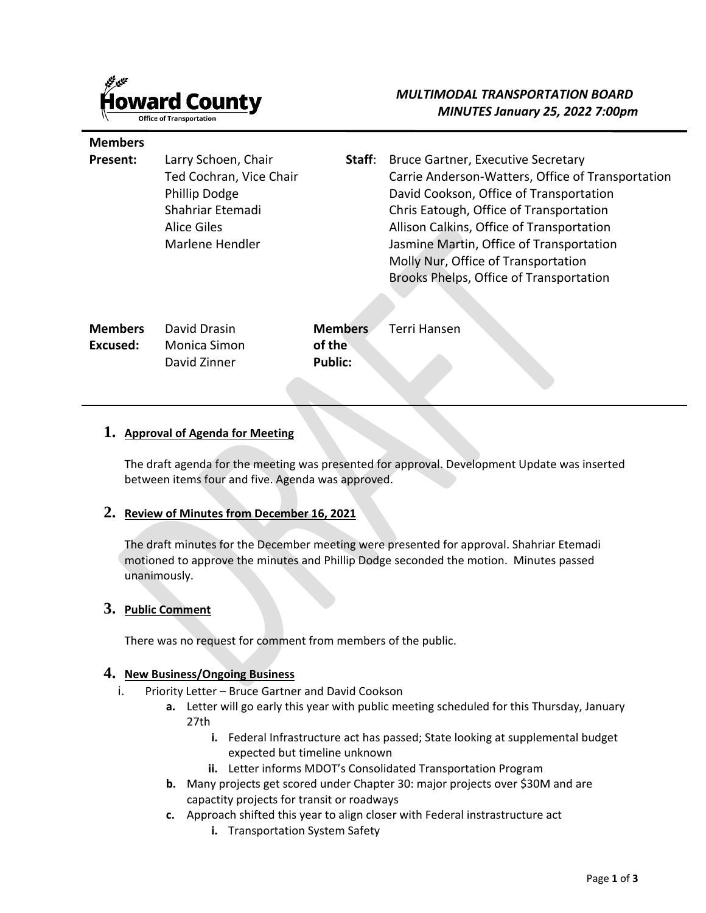**Howard County**
Office of Transportation

*MULTIMODAL TRANSPORTATION BOARD*
*MINUTES January 25, 2022 7:00pm*

| | | | |
|---|---|---|---|
| **Members Present:** | Larry Schoen, Chair<br>Ted Cochran, Vice Chair<br>Phillip Dodge<br>Shahriar Etemadi<br>Alice Giles<br>Marlene Hendler | **Staff**: | Bruce Gartner, Executive Secretary<br>Carrie Anderson-Watters, Office of Transportation<br>David Cookson, Office of Transportation<br>Chris Eatough, Office of Transportation<br>Allison Calkins, Office of Transportation<br>Jasmine Martin, Office of Transportation<br>Molly Nur, Office of Transportation<br>Brooks Phelps, Office of Transportation |
| **Members Excused:** | David Drasin<br>Monica Simon<br>David Zinner | **Members of the Public:** | Terri Hansen |

## 1. Approval of Agenda for Meeting

The draft agenda for the meeting was presented for approval. Development Update was inserted between items four and five. Agenda was approved.

## 2. Review of Minutes from December 16, 2021

The draft minutes for the December meeting were presented for approval. Shahriar Etemadi motioned to approve the minutes and Phillip Dodge seconded the motion. Minutes passed unanimously.

## 3. Public Comment

There was no request for comment from members of the public.

## 4. New Business/Ongoing Business

i. Priority Letter – Bruce Gartner and David Cookson
   - **a.** Letter will go early this year with public meeting scheduled for this Thursday, January 27th
     - **i.** Federal Infrastructure act has passed; State looking at supplemental budget expected but timeline unknown
     - **ii.** Letter informs MDOT's Consolidated Transportation Program
   - **b.** Many projects get scored under Chapter 30: major projects over $30M and are capactity projects for transit or roadways
   - **c.** Approach shifted this year to align closer with Federal instrastructure act
     - **i.** Transportation System Safety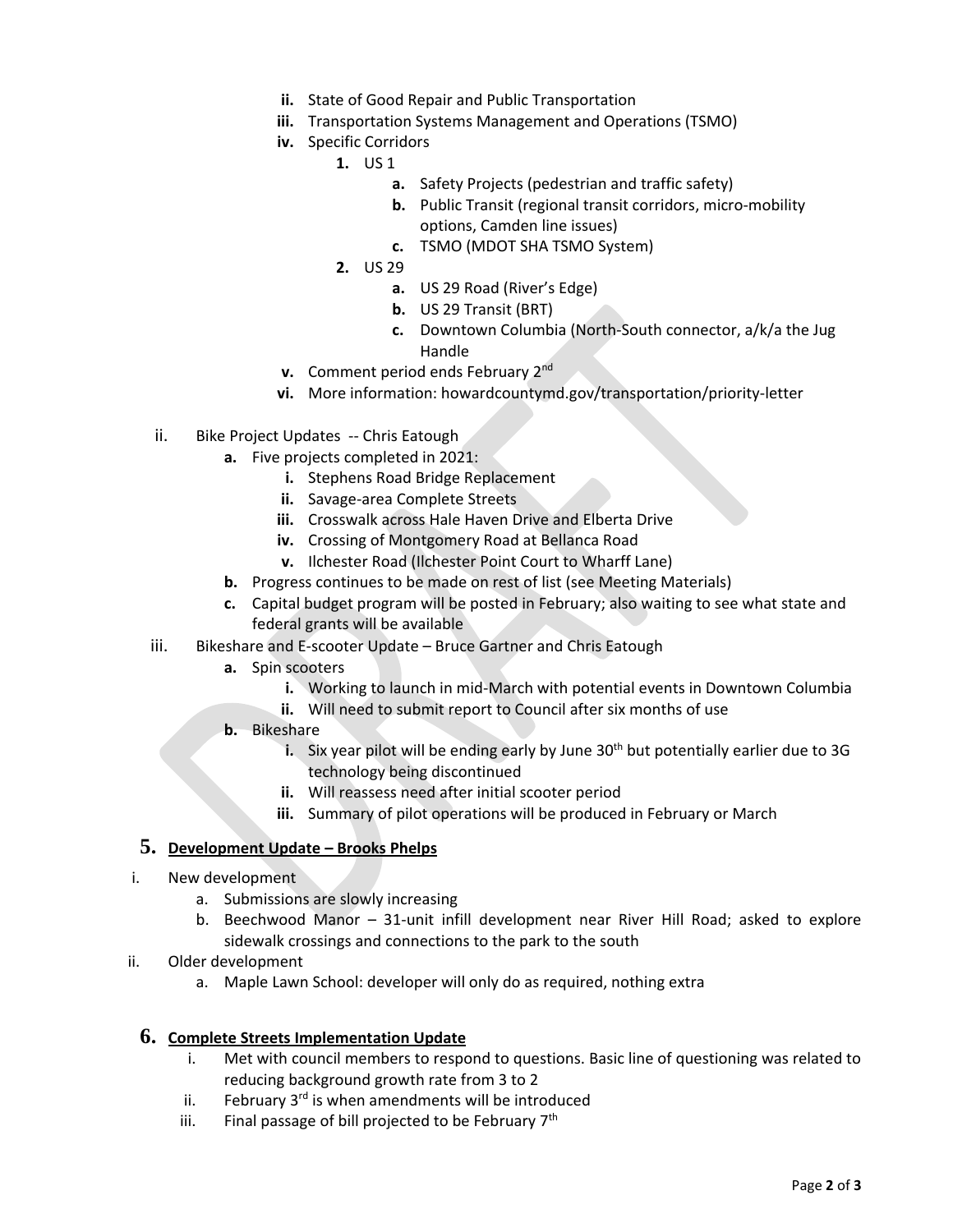- **ii.** State of Good Repair and Public Transportation
- **iii.** Transportation Systems Management and Operations (TSMO)
- **iv.** Specific Corridors
  - **1.** US 1
    - **a.** Safety Projects (pedestrian and traffic safety)
    - **b.** Public Transit (regional transit corridors, micro-mobility options, Camden line issues)
    - **c.** TSMO (MDOT SHA TSMO System)
  - **2.** US 29
    - **a.** US 29 Road (River's Edge)
    - **b.** US 29 Transit (BRT)
    - **c.** Downtown Columbia (North-South connector, a/k/a the Jug Handle
- **v.** Comment period ends February 2nd
- **vi.** More information: howardcountymd.gov/transportation/priority-letter

ii. Bike Project Updates -- Chris Eatough

- **a.** Five projects completed in 2021:
  - **i.** Stephens Road Bridge Replacement
  - **ii.** Savage-area Complete Streets
  - **iii.** Crosswalk across Hale Haven Drive and Elberta Drive
  - **iv.** Crossing of Montgomery Road at Bellanca Road
  - **v.** Ilchester Road (Ilchester Point Court to Wharff Lane)
- **b.** Progress continues to be made on rest of list (see Meeting Materials)
- **c.** Capital budget program will be posted in February; also waiting to see what state and federal grants will be available

iii. Bikeshare and E-scooter Update – Bruce Gartner and Chris Eatough

- **a.** Spin scooters
  - **i.** Working to launch in mid-March with potential events in Downtown Columbia
  - **ii.** Will need to submit report to Council after six months of use
- **b.** Bikeshare
  - **i.** Six year pilot will be ending early by June 30th but potentially earlier due to 3G technology being discontinued
  - **ii.** Will reassess need after initial scooter period
  - **iii.** Summary of pilot operations will be produced in February or March

## 5. Development Update – Brooks Phelps

i. New development

- a. Submissions are slowly increasing
- b. Beechwood Manor – 31-unit infill development near River Hill Road; asked to explore sidewalk crossings and connections to the park to the south

ii. Older development

- a. Maple Lawn School: developer will only do as required, nothing extra

## 6. Complete Streets Implementation Update

- i. Met with council members to respond to questions. Basic line of questioning was related to reducing background growth rate from 3 to 2
- ii. February 3rd is when amendments will be introduced
- iii. Final passage of bill projected to be February 7th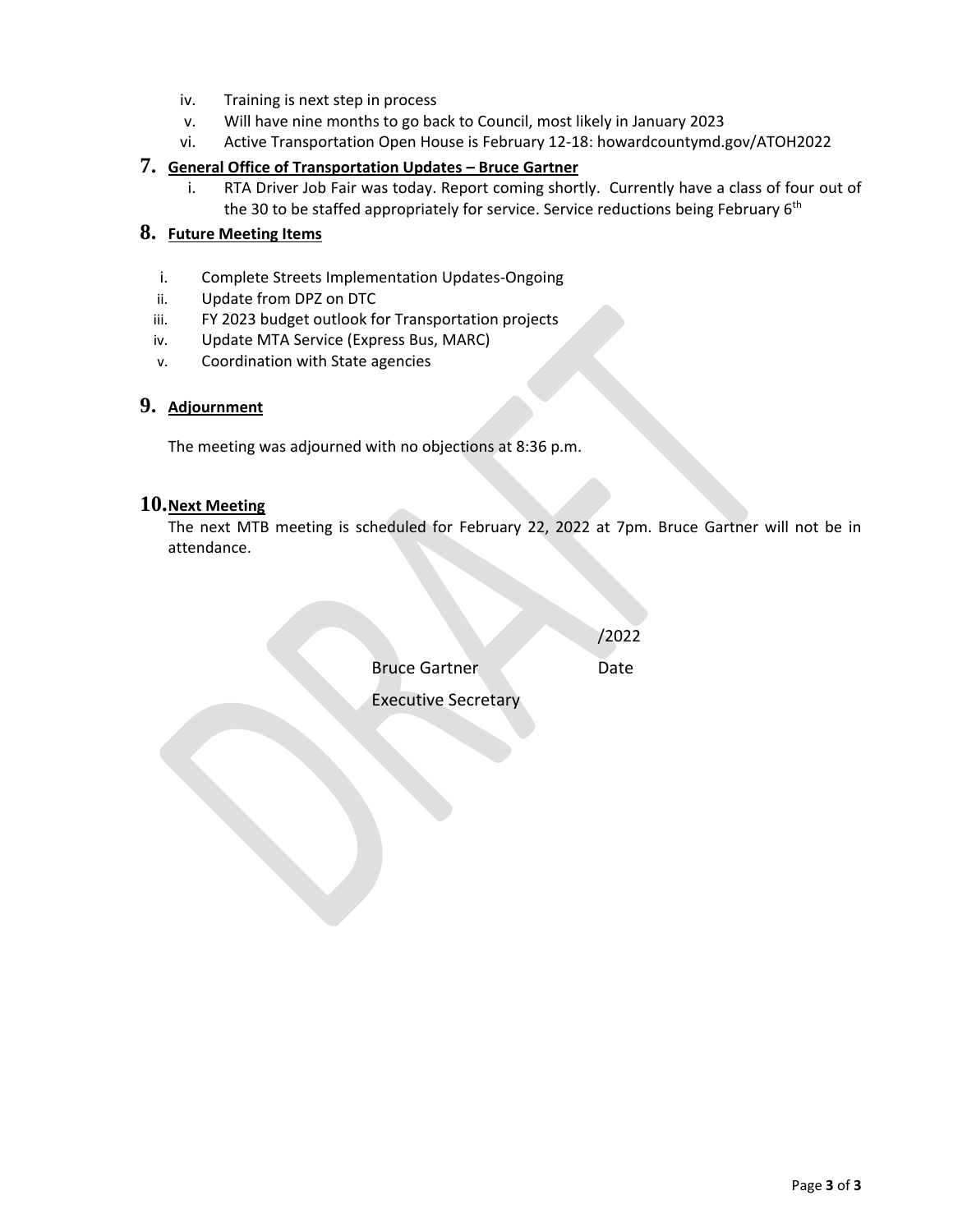iv. Training is next step in process

v. Will have nine months to go back to Council, most likely in January 2023

vi. Active Transportation Open House is February 12-18: howardcountymd.gov/ATOH2022

## 7. General Office of Transportation Updates – Bruce Gartner

i. RTA Driver Job Fair was today. Report coming shortly. Currently have a class of four out of the 30 to be staffed appropriately for service. Service reductions being February 6th

## 8. Future Meeting Items

i. Complete Streets Implementation Updates-Ongoing

ii. Update from DPZ on DTC

iii. FY 2023 budget outlook for Transportation projects

iv. Update MTA Service (Express Bus, MARC)

v. Coordination with State agencies

## 9. Adjournment

The meeting was adjourned with no objections at 8:36 p.m.

## 10. Next Meeting

The next MTB meeting is scheduled for February 22, 2022 at 7pm. Bruce Gartner will not be in attendance.

/2022

Bruce Gartner Date

Executive Secretary